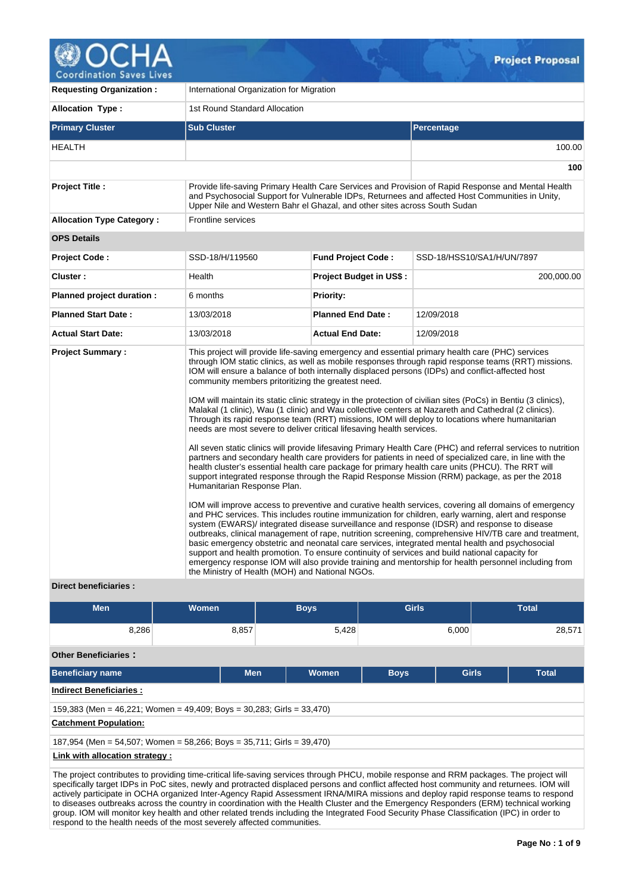# Project Proposal

| Requesting Organization : | International Organization for Migration | | |
|---|---|---|---|
| Allocation Type : | 1st Round Standard Allocation | | |

| Primary Cluster | Sub Cluster | Percentage |
|---|---|---|
| HEALTH | | 100.00 |
| | | 100 |

| Project Title : | Provide life-saving Primary Health Care Services and Provision of Rapid Response and Mental Health and Psychosocial Support for Vulnerable IDPs, Returnees and affected Host Communities in Unity, Upper Nile and Western Bahr el Ghazal, and other sites across South Sudan |
|---|---|
| Allocation Type Category : | Frontline services |

**OPS Details**

| | | | |
|---|---|---|---|
| Project Code : | SSD-18/H/119560 | Fund Project Code : | SSD-18/HSS10/SA1/H/UN/7897 |
| Cluster : | Health | Project Budget in US$ : | 200,000.00 |
| Planned project duration : | 6 months | Priority: | |
| Planned Start Date : | 13/03/2018 | Planned End Date : | 12/09/2018 |
| Actual Start Date: | 13/03/2018 | Actual End Date: | 12/09/2018 |

**Project Summary :**

This project will provide life-saving emergency and essential primary health care (PHC) services through IOM static clinics, as well as mobile responses through rapid response teams (RRT) missions. IOM will ensure a balance of both internally displaced persons (IDPs) and conflict-affected host community members pritoritizing the greatest need.

IOM will maintain its static clinic strategy in the protection of civilian sites (PoCs) in Bentiu (3 clinics), Malakal (1 clinic), Wau (1 clinic) and Wau collective centers at Nazareth and Cathedral (2 clinics). Through its rapid response team (RRT) missions, IOM will deploy to locations where humanitarian needs are most severe to deliver critical lifesaving health services.

All seven static clinics will provide lifesaving Primary Health Care (PHC) and referral services to nutrition partners and secondary health care providers for patients in need of specialized care, in line with the health cluster's essential health care package for primary health care units (PHCU). The RRT will support integrated response through the Rapid Response Mission (RRM) package, as per the 2018 Humanitarian Response Plan.

IOM will improve access to preventive and curative health services, covering all domains of emergency and PHC services. This includes routine immunization for children, early warning, alert and response system (EWARS)/ integrated disease surveillance and response (IDSR) and response to disease outbreaks, clinical management of rape, nutrition screening, comprehensive HIV/TB care and treatment, basic emergency obstetric and neonatal care services, integrated mental health and psychosocial support and health promotion. To ensure continuity of services and build national capacity for emergency response IOM will also provide training and mentorship for health personnel including from the Ministry of Health (MOH) and National NGOs.

**Direct beneficiaries :**

| Men | Women | Boys | Girls | Total |
|---|---|---|---|---|
| 8,286 | 8,857 | 5,428 | 6,000 | 28,571 |

**Other Beneficiaries :**

| Beneficiary name | Men | Women | Boys | Girls | Total |
|---|---|---|---|---|---|

**Indirect Beneficiaries :**

159,383 (Men = 46,221; Women = 49,409; Boys = 30,283; Girls = 33,470)

**Catchment Population:**

187,954 (Men = 54,507; Women = 58,266; Boys = 35,711; Girls = 39,470)

**Link with allocation strategy :**

The project contributes to providing time-critical life-saving services through PHCU, mobile response and RRM packages. The project will specifically target IDPs in PoC sites, newly and protracted displaced persons and conflict affected host community and returnees. IOM will actively participate in OCHA organized Inter-Agency Rapid Assessment IRNA/MIRA missions and deploy rapid response teams to respond to diseases outbreaks across the country in coordination with the Health Cluster and the Emergency Responders (ERM) technical working group. IOM will monitor key health and other related trends including the Integrated Food Security Phase Classification (IPC) in order to respond to the health needs of the most severely affected communities.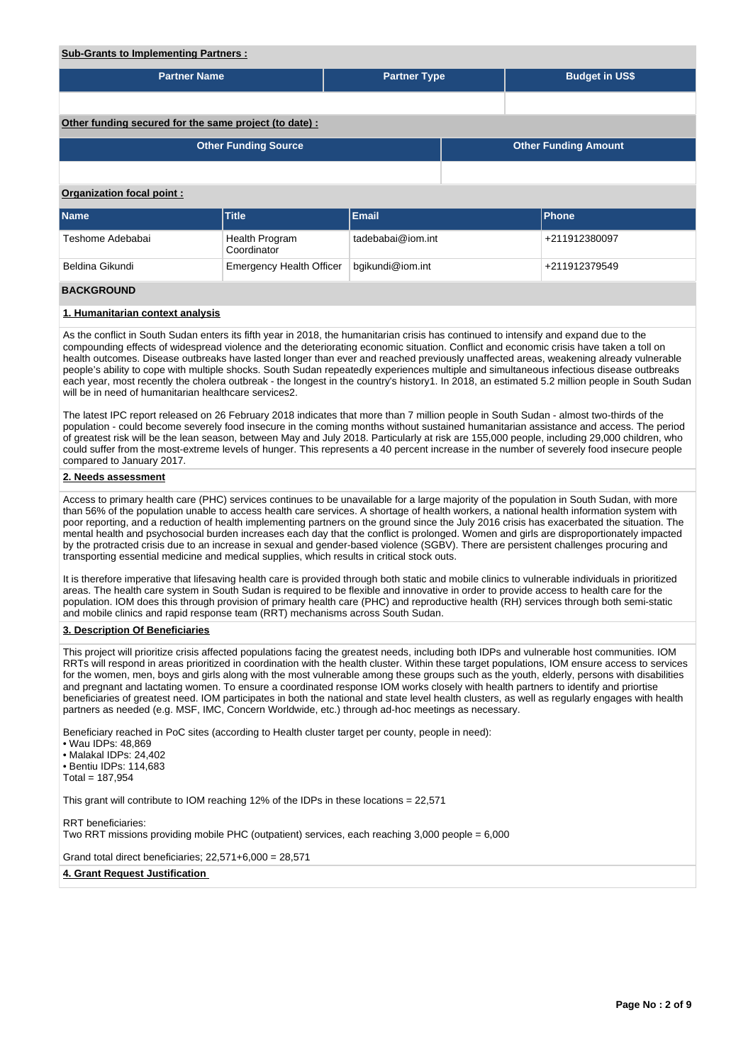**Sub-Grants to Implementing Partners :**

| Partner Name | Partner Type | Budget in US$ |
|---|---|---|
| | | |

**Other funding secured for the same project (to date) :**

| Other Funding Source | Other Funding Amount |
|---|---|
| | |

**Organization focal point :**

| Name | Title | Email | Phone |
|---|---|---|---|
| Teshome Adebabai | Health Program Coordinator | tadebabai@iom.int | +211912380097 |
| Beldina Gikundi | Emergency Health Officer | bgikundi@iom.int | +211912379549 |

## BACKGROUND

### 1. Humanitarian context analysis

As the conflict in South Sudan enters its fifth year in 2018, the humanitarian crisis has continued to intensify and expand due to the compounding effects of widespread violence and the deteriorating economic situation. Conflict and economic crisis have taken a toll on health outcomes. Disease outbreaks have lasted longer than ever and reached previously unaffected areas, weakening already vulnerable people's ability to cope with multiple shocks. South Sudan repeatedly experiences multiple and simultaneous infectious disease outbreaks each year, most recently the cholera outbreak - the longest in the country's history1. In 2018, an estimated 5.2 million people in South Sudan will be in need of humanitarian healthcare services2.

The latest IPC report released on 26 February 2018 indicates that more than 7 million people in South Sudan - almost two-thirds of the population - could become severely food insecure in the coming months without sustained humanitarian assistance and access. The period of greatest risk will be the lean season, between May and July 2018. Particularly at risk are 155,000 people, including 29,000 children, who could suffer from the most-extreme levels of hunger. This represents a 40 percent increase in the number of severely food insecure people compared to January 2017.

### 2. Needs assessment

Access to primary health care (PHC) services continues to be unavailable for a large majority of the population in South Sudan, with more than 56% of the population unable to access health care services. A shortage of health workers, a national health information system with poor reporting, and a reduction of health implementing partners on the ground since the July 2016 crisis has exacerbated the situation. The mental health and psychosocial burden increases each day that the conflict is prolonged. Women and girls are disproportionately impacted by the protracted crisis due to an increase in sexual and gender-based violence (SGBV). There are persistent challenges procuring and transporting essential medicine and medical supplies, which results in critical stock outs.

It is therefore imperative that lifesaving health care is provided through both static and mobile clinics to vulnerable individuals in prioritized areas. The health care system in South Sudan is required to be flexible and innovative in order to provide access to health care for the population. IOM does this through provision of primary health care (PHC) and reproductive health (RH) services through both semi-static and mobile clinics and rapid response team (RRT) mechanisms across South Sudan.

### 3. Description Of Beneficiaries

This project will prioritize crisis affected populations facing the greatest needs, including both IDPs and vulnerable host communities. IOM RRTs will respond in areas prioritized in coordination with the health cluster. Within these target populations, IOM ensure access to services for the women, men, boys and girls along with the most vulnerable among these groups such as the youth, elderly, persons with disabilities and pregnant and lactating women. To ensure a coordinated response IOM works closely with health partners to identify and priortise beneficiaries of greatest need. IOM participates in both the national and state level health clusters, as well as regularly engages with health partners as needed (e.g. MSF, IMC, Concern Worldwide, etc.) through ad-hoc meetings as necessary.

Beneficiary reached in PoC sites (according to Health cluster target per county, people in need):
- Wau IDPs: 48,869
- Malakal IDPs: 24,402
- Bentiu IDPs: 114,683

Total = 187,954

This grant will contribute to IOM reaching 12% of the IDPs in these locations = 22,571

RRT beneficiaries:
Two RRT missions providing mobile PHC (outpatient) services, each reaching 3,000 people = 6,000

Grand total direct beneficiaries; 22,571+6,000 = 28,571

### 4. Grant Request Justification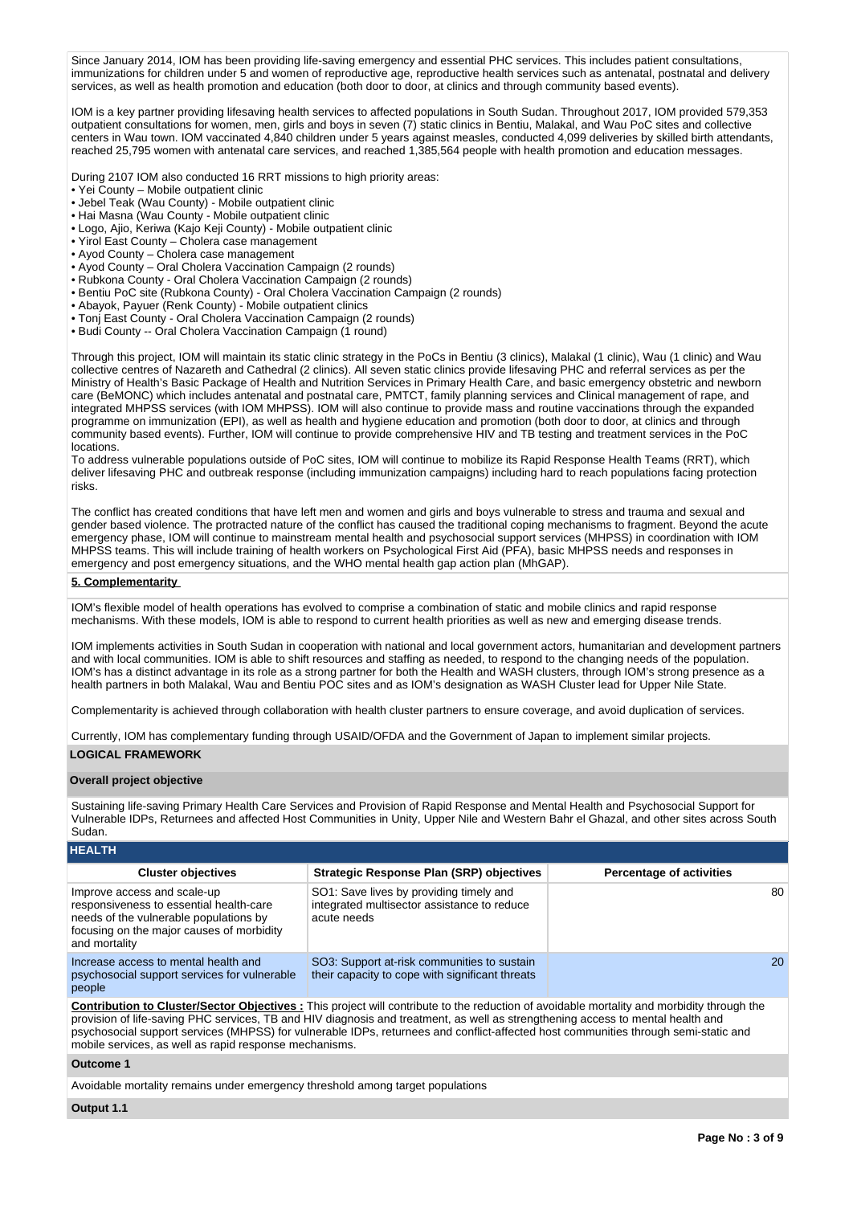Since January 2014, IOM has been providing life-saving emergency and essential PHC services. This includes patient consultations, immunizations for children under 5 and women of reproductive age, reproductive health services such as antenatal, postnatal and delivery services, as well as health promotion and education (both door to door, at clinics and through community based events).

IOM is a key partner providing lifesaving health services to affected populations in South Sudan. Throughout 2017, IOM provided 579,353 outpatient consultations for women, men, girls and boys in seven (7) static clinics in Bentiu, Malakal, and Wau PoC sites and collective centers in Wau town. IOM vaccinated 4,840 children under 5 years against measles, conducted 4,099 deliveries by skilled birth attendants, reached 25,795 women with antenatal care services, and reached 1,385,564 people with health promotion and education messages.

During 2107 IOM also conducted 16 RRT missions to high priority areas:
• Yei County – Mobile outpatient clinic
• Jebel Teak (Wau County) - Mobile outpatient clinic
• Hai Masna (Wau County - Mobile outpatient clinic
• Logo, Ajio, Keriwa (Kajo Keji County) - Mobile outpatient clinic
• Yirol East County – Cholera case management
• Ayod County – Cholera case management
• Ayod County – Oral Cholera Vaccination Campaign (2 rounds)
• Rubkona County - Oral Cholera Vaccination Campaign (2 rounds)
• Bentiu PoC site (Rubkona County) - Oral Cholera Vaccination Campaign (2 rounds)
• Abayok, Payuer (Renk County) - Mobile outpatient clinics
• Tonj East County - Oral Cholera Vaccination Campaign (2 rounds)
• Budi County -- Oral Cholera Vaccination Campaign (1 round)

Through this project, IOM will maintain its static clinic strategy in the PoCs in Bentiu (3 clinics), Malakal (1 clinic), Wau (1 clinic) and Wau collective centres of Nazareth and Cathedral (2 clinics). All seven static clinics provide lifesaving PHC and referral services as per the Ministry of Health's Basic Package of Health and Nutrition Services in Primary Health Care, and basic emergency obstetric and newborn care (BeMONC) which includes antenatal and postnatal care, PMTCT, family planning services and Clinical management of rape, and integrated MHPSS services (with IOM MHPSS). IOM will also continue to provide mass and routine vaccinations through the expanded programme on immunization (EPI), as well as health and hygiene education and promotion (both door to door, at clinics and through community based events). Further, IOM will continue to provide comprehensive HIV and TB testing and treatment services in the PoC locations.
To address vulnerable populations outside of PoC sites, IOM will continue to mobilize its Rapid Response Health Teams (RRT), which deliver lifesaving PHC and outbreak response (including immunization campaigns) including hard to reach populations facing protection risks.

The conflict has created conditions that have left men and women and girls and boys vulnerable to stress and trauma and sexual and gender based violence. The protracted nature of the conflict has caused the traditional coping mechanisms to fragment. Beyond the acute emergency phase, IOM will continue to mainstream mental health and psychosocial support services (MHPSS) in coordination with IOM MHPSS teams. This will include training of health workers on Psychological First Aid (PFA), basic MHPSS needs and responses in emergency and post emergency situations, and the WHO mental health gap action plan (MhGAP).

**5. Complementarity**

IOM's flexible model of health operations has evolved to comprise a combination of static and mobile clinics and rapid response mechanisms. With these models, IOM is able to respond to current health priorities as well as new and emerging disease trends.

IOM implements activities in South Sudan in cooperation with national and local government actors, humanitarian and development partners and with local communities. IOM is able to shift resources and staffing as needed, to respond to the changing needs of the population. IOM's has a distinct advantage in its role as a strong partner for both the Health and WASH clusters, through IOM's strong presence as a health partners in both Malakal, Wau and Bentiu POC sites and as IOM's designation as WASH Cluster lead for Upper Nile State.

Complementarity is achieved through collaboration with health cluster partners to ensure coverage, and avoid duplication of services.

Currently, IOM has complementary funding through USAID/OFDA and the Government of Japan to implement similar projects.

## LOGICAL FRAMEWORK

**Overall project objective**

Sustaining life-saving Primary Health Care Services and Provision of Rapid Response and Mental Health and Psychosocial Support for Vulnerable IDPs, Returnees and affected Host Communities in Unity, Upper Nile and Western Bahr el Ghazal, and other sites across South Sudan.

**HEALTH**

| Cluster objectives | Strategic Response Plan (SRP) objectives | Percentage of activities |
|---|---|---|
| Improve access and scale-up responsiveness to essential health-care needs of the vulnerable populations by focusing on the major causes of morbidity and mortality | SO1: Save lives by providing timely and integrated multisector assistance to reduce acute needs | 80 |
| Increase access to mental health and psychosocial support services for vulnerable people | SO3: Support at-risk communities to sustain their capacity to cope with significant threats | 20 |

**Contribution to Cluster/Sector Objectives :** This project will contribute to the reduction of avoidable mortality and morbidity through the provision of life-saving PHC services, TB and HIV diagnosis and treatment, as well as strengthening access to mental health and psychosocial support services (MHPSS) for vulnerable IDPs, returnees and conflict-affected host communities through semi-static and mobile services, as well as rapid response mechanisms.

**Outcome 1**

Avoidable mortality remains under emergency threshold among target populations

**Output 1.1**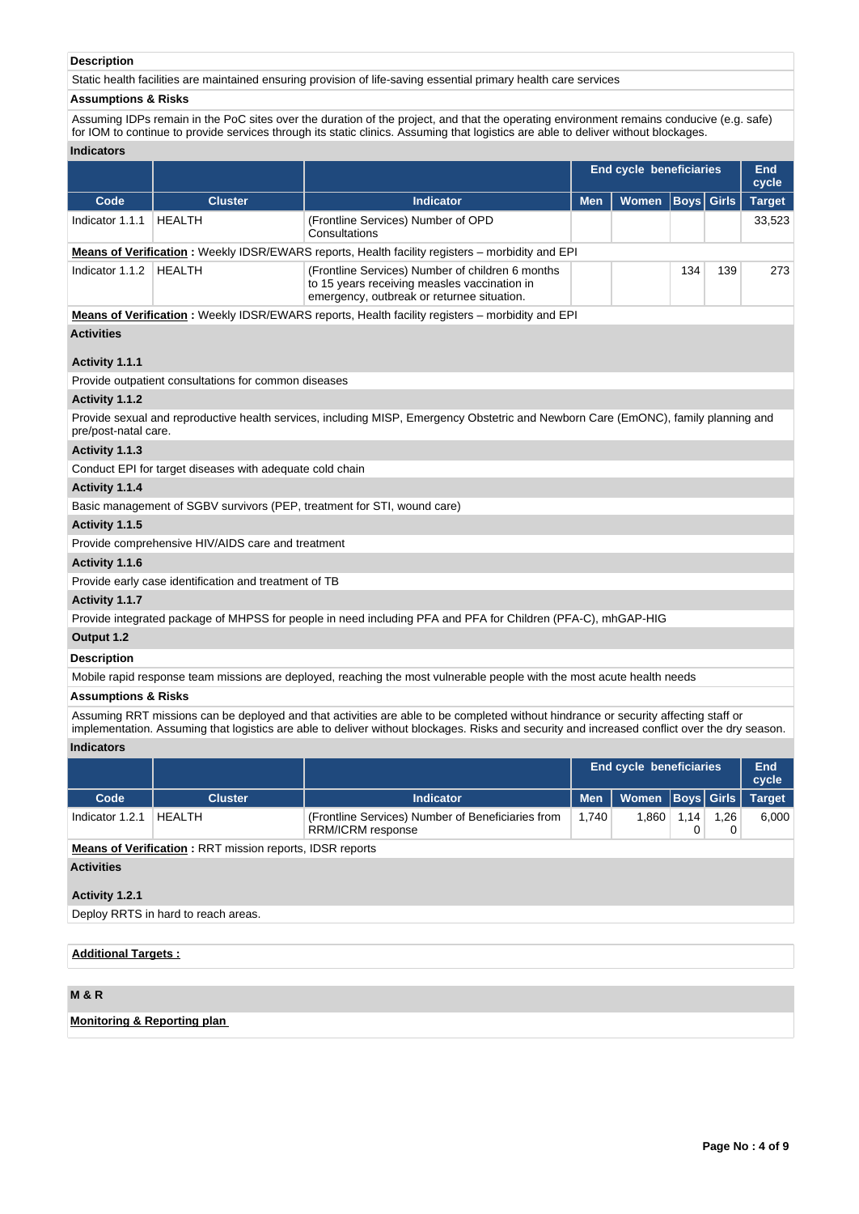**Description**

Static health facilities are maintained ensuring provision of life-saving essential primary health care services

**Assumptions & Risks**

Assuming IDPs remain in the PoC sites over the duration of the project, and that the operating environment remains conducive (e.g. safe) for IOM to continue to provide services through its static clinics. Assuming that logistics are able to deliver without blockages.

**Indicators**

| | | | End cycle beneficiaries | | | | End cycle |
|---|---|---|---|---|---|---|---|
| **Code** | **Cluster** | **Indicator** | **Men** | **Women** | **Boys** | **Girls** | **Target** |
| Indicator 1.1.1 | HEALTH | (Frontline Services) Number of OPD Consultations | | | | | 33,523 |
| Indicator 1.1.2 | HEALTH | (Frontline Services) Number of children 6 months to 15 years receiving measles vaccination in emergency, outbreak or returnee situation. | | | 134 | 139 | 273 |

**Means of Verification** (Indicator 1.1.1) **:** Weekly IDSR/EWARS reports, Health facility registers – morbidity and EPI

**Means of Verification** (Indicator 1.1.2) **:** Weekly IDSR/EWARS reports, Health facility registers – morbidity and EPI

**Activities**

**Activity 1.1.1**

Provide outpatient consultations for common diseases

**Activity 1.1.2**

Provide sexual and reproductive health services, including MISP, Emergency Obstetric and Newborn Care (EmONC), family planning and pre/post-natal care.

**Activity 1.1.3**

Conduct EPI for target diseases with adequate cold chain

**Activity 1.1.4**

Basic management of SGBV survivors (PEP, treatment for STI, wound care)

**Activity 1.1.5**

Provide comprehensive HIV/AIDS care and treatment

**Activity 1.1.6**

Provide early case identification and treatment of TB

**Activity 1.1.7**

Provide integrated package of MHPSS for people in need including PFA and PFA for Children (PFA-C), mhGAP-HIG

**Output 1.2**

**Description**

Mobile rapid response team missions are deployed, reaching the most vulnerable people with the most acute health needs

**Assumptions & Risks**

Assuming RRT missions can be deployed and that activities are able to be completed without hindrance or security affecting staff or implementation. Assuming that logistics are able to deliver without blockages. Risks and security and increased conflict over the dry season.

**Indicators**

| | | | End cycle beneficiaries | | | | End cycle |
|---|---|---|---|---|---|---|---|
| **Code** | **Cluster** | **Indicator** | **Men** | **Women** | **Boys** | **Girls** | **Target** |
| Indicator 1.2.1 | HEALTH | (Frontline Services) Number of Beneficiaries from RRM/ICRM response | 1,740 | 1,860 | 1,140 | 1,260 | 6,000 |

**Means of Verification :** RRT mission reports, IDSR reports

**Activities**

**Activity 1.2.1**

Deploy RRTS in hard to reach areas.

**Additional Targets :**

**M & R**

**Monitoring & Reporting plan**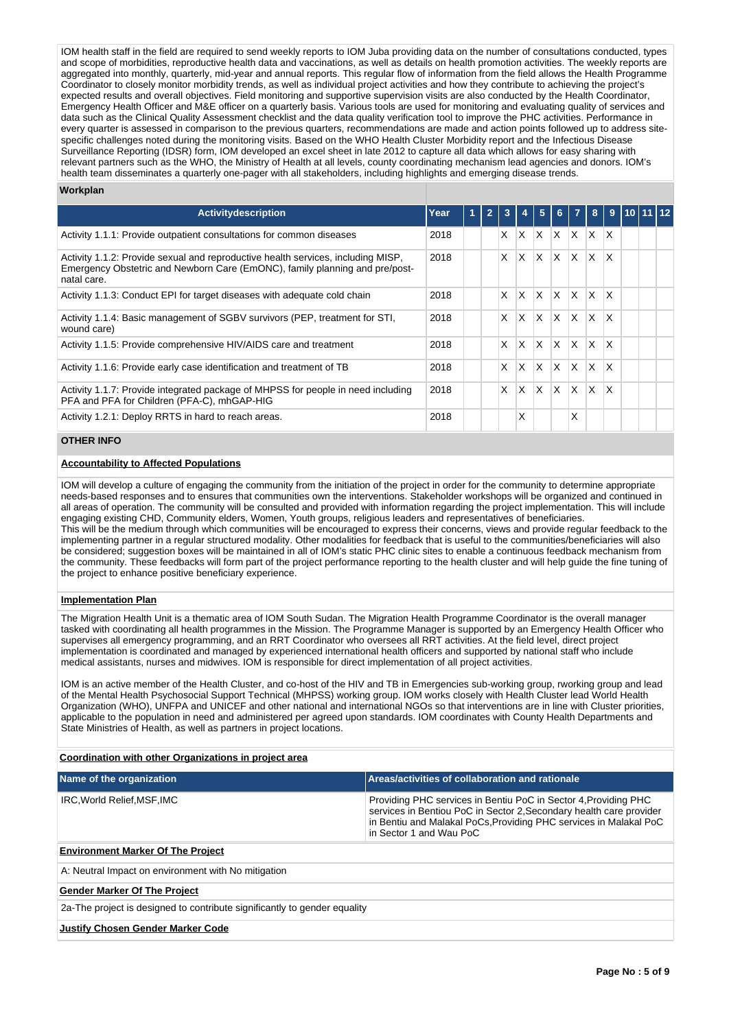IOM health staff in the field are required to send weekly reports to IOM Juba providing data on the number of consultations conducted, types and scope of morbidities, reproductive health data and vaccinations, as well as details on health promotion activities. The weekly reports are aggregated into monthly, quarterly, mid-year and annual reports. This regular flow of information from the field allows the Health Programme Coordinator to closely monitor morbidity trends, as well as individual project activities and how they contribute to achieving the project's expected results and overall objectives. Field monitoring and supportive supervision visits are also conducted by the Health Coordinator, Emergency Health Officer and M&E officer on a quarterly basis. Various tools are used for monitoring and evaluating quality of services and data such as the Clinical Quality Assessment checklist and the data quality verification tool to improve the PHC activities. Performance in every quarter is assessed in comparison to the previous quarters, recommendations are made and action points followed up to address site-specific challenges noted during the monitoring visits. Based on the WHO Health Cluster Morbidity report and the Infectious Disease Surveillance Reporting (IDSR) form, IOM developed an excel sheet in late 2012 to capture all data which allows for easy sharing with relevant partners such as the WHO, the Ministry of Health at all levels, county coordinating mechanism lead agencies and donors. IOM's health team disseminates a quarterly one-pager with all stakeholders, including highlights and emerging disease trends.

**Workplan**

| Activitydescription | Year | 1 | 2 | 3 | 4 | 5 | 6 | 7 | 8 | 9 | 10 | 11 | 12 |
|---|---|---|---|---|---|---|---|---|---|---|---|---|---|
| Activity 1.1.1: Provide outpatient consultations for common diseases | 2018 | | | X | X | X | X | X | X | X | | | |
| Activity 1.1.2: Provide sexual and reproductive health services, including MISP, Emergency Obstetric and Newborn Care (EmONC), family planning and pre/post-natal care. | 2018 | | | X | X | X | X | X | X | X | | | |
| Activity 1.1.3: Conduct EPI for target diseases with adequate cold chain | 2018 | | | X | X | X | X | X | X | X | | | |
| Activity 1.1.4: Basic management of SGBV survivors (PEP, treatment for STI, wound care) | 2018 | | | X | X | X | X | X | X | X | | | |
| Activity 1.1.5: Provide comprehensive HIV/AIDS care and treatment | 2018 | | | X | X | X | X | X | X | X | | | |
| Activity 1.1.6: Provide early case identification and treatment of TB | 2018 | | | X | X | X | X | X | X | X | | | |
| Activity 1.1.7: Provide integrated package of MHPSS for people in need including PFA and PFA for Children (PFA-C), mhGAP-HIG | 2018 | | | X | X | X | X | X | X | X | | | |
| Activity 1.2.1: Deploy RRTS in hard to reach areas. | 2018 | | | | X | | | X | | | | | |

**OTHER INFO**

**Accountability to Affected Populations**

IOM will develop a culture of engaging the community from the initiation of the project in order for the community to determine appropriate needs-based responses and to ensures that communities own the interventions. Stakeholder workshops will be organized and continued in all areas of operation. The community will be consulted and provided with information regarding the project implementation. This will include engaging existing CHD, Community elders, Women, Youth groups, religious leaders and representatives of beneficiaries.
This will be the medium through which communities will be encouraged to express their concerns, views and provide regular feedback to the implementing partner in a regular structured modality. Other modalities for feedback that is useful to the communities/beneficiaries will also be considered; suggestion boxes will be maintained in all of IOM's static PHC clinic sites to enable a continuous feedback mechanism from the community. These feedbacks will form part of the project performance reporting to the health cluster and will help guide the fine tuning of the project to enhance positive beneficiary experience.

**Implementation Plan**

The Migration Health Unit is a thematic area of IOM South Sudan. The Migration Health Programme Coordinator is the overall manager tasked with coordinating all health programmes in the Mission. The Programme Manager is supported by an Emergency Health Officer who supervises all emergency programming, and an RRT Coordinator who oversees all RRT activities. At the field level, direct project implementation is coordinated and managed by experienced international health officers and supported by national staff who include medical assistants, nurses and midwives. IOM is responsible for direct implementation of all project activities.

IOM is an active member of the Health Cluster, and co-host of the HIV and TB in Emergencies sub-working group, rworking group and lead of the Mental Health Psychosocial Support Technical (MHPSS) working group. IOM works closely with Health Cluster lead World Health Organization (WHO), UNFPA and UNICEF and other national and international NGOs so that interventions are in line with Cluster priorities, applicable to the population in need and administered per agreed upon standards. IOM coordinates with County Health Departments and State Ministries of Health, as well as partners in project locations.

**Coordination with other Organizations in project area**

| Name of the organization | Areas/activities of collaboration and rationale |
|---|---|
| IRC,World Relief,MSF,IMC | Providing PHC services in Bentiu PoC in Sector 4,Providing PHC services in Bentiou PoC in Sector 2,Secondary health care provider in Bentiu and Malakal PoCs,Providing PHC services in Malakal PoC in Sector 1 and Wau PoC |

**Environment Marker Of The Project**

A: Neutral Impact on environment with No mitigation

**Gender Marker Of The Project**

2a-The project is designed to contribute significantly to gender equality

**Justify Chosen Gender Marker Code**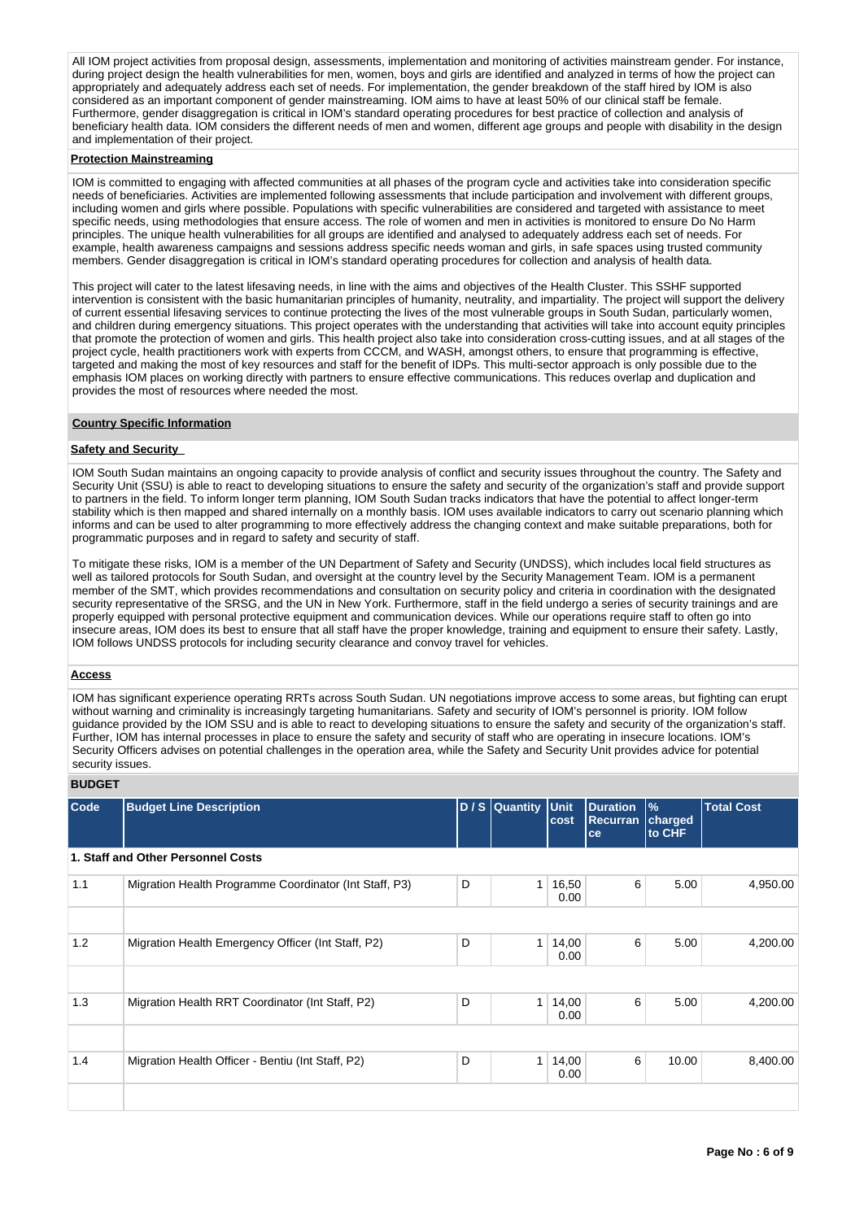All IOM project activities from proposal design, assessments, implementation and monitoring of activities mainstream gender. For instance, during project design the health vulnerabilities for men, women, boys and girls are identified and analyzed in terms of how the project can appropriately and adequately address each set of needs. For implementation, the gender breakdown of the staff hired by IOM is also considered as an important component of gender mainstreaming. IOM aims to have at least 50% of our clinical staff be female. Furthermore, gender disaggregation is critical in IOM's standard operating procedures for best practice of collection and analysis of beneficiary health data. IOM considers the different needs of men and women, different age groups and people with disability in the design and implementation of their project.

**Protection Mainstreaming**

IOM is committed to engaging with affected communities at all phases of the program cycle and activities take into consideration specific needs of beneficiaries. Activities are implemented following assessments that include participation and involvement with different groups, including women and girls where possible. Populations with specific vulnerabilities are considered and targeted with assistance to meet specific needs, using methodologies that ensure access. The role of women and men in activities is monitored to ensure Do No Harm principles. The unique health vulnerabilities for all groups are identified and analysed to adequately address each set of needs. For example, health awareness campaigns and sessions address specific needs woman and girls, in safe spaces using trusted community members. Gender disaggregation is critical in IOM's standard operating procedures for collection and analysis of health data.

This project will cater to the latest lifesaving needs, in line with the aims and objectives of the Health Cluster. This SSHF supported intervention is consistent with the basic humanitarian principles of humanity, neutrality, and impartiality. The project will support the delivery of current essential lifesaving services to continue protecting the lives of the most vulnerable groups in South Sudan, particularly women, and children during emergency situations. This project operates with the understanding that activities will take into account equity principles that promote the protection of women and girls. This health project also take into consideration cross-cutting issues, and at all stages of the project cycle, health practitioners work with experts from CCCM, and WASH, amongst others, to ensure that programming is effective, targeted and making the most of key resources and staff for the benefit of IDPs. This multi-sector approach is only possible due to the emphasis IOM places on working directly with partners to ensure effective communications. This reduces overlap and duplication and provides the most of resources where needed the most.

**Country Specific Information**

**Safety and Security**

IOM South Sudan maintains an ongoing capacity to provide analysis of conflict and security issues throughout the country. The Safety and Security Unit (SSU) is able to react to developing situations to ensure the safety and security of the organization's staff and provide support to partners in the field. To inform longer term planning, IOM South Sudan tracks indicators that have the potential to affect longer-term stability which is then mapped and shared internally on a monthly basis. IOM uses available indicators to carry out scenario planning which informs and can be used to alter programming to more effectively address the changing context and make suitable preparations, both for programmatic purposes and in regard to safety and security of staff.

To mitigate these risks, IOM is a member of the UN Department of Safety and Security (UNDSS), which includes local field structures as well as tailored protocols for South Sudan, and oversight at the country level by the Security Management Team. IOM is a permanent member of the SMT, which provides recommendations and consultation on security policy and criteria in coordination with the designated security representative of the SRSG, and the UN in New York. Furthermore, staff in the field undergo a series of security trainings and are properly equipped with personal protective equipment and communication devices. While our operations require staff to often go into insecure areas, IOM does its best to ensure that all staff have the proper knowledge, training and equipment to ensure their safety. Lastly, IOM follows UNDSS protocols for including security clearance and convoy travel for vehicles.

**Access**

IOM has significant experience operating RRTs across South Sudan. UN negotiations improve access to some areas, but fighting can erupt without warning and criminality is increasingly targeting humanitarians. Safety and security of IOM's personnel is priority. IOM follow guidance provided by the IOM SSU and is able to react to developing situations to ensure the safety and security of the organization's staff. Further, IOM has internal processes in place to ensure the safety and security of staff who are operating in insecure locations. IOM's Security Officers advises on potential challenges in the operation area, while the Safety and Security Unit provides advice for potential security issues.

**BUDGET**

| Code | Budget Line Description | D / S | Quantity | Unit cost | Duration Recurrance | % charged to CHF | Total Cost |
|---|---|---|---|---|---|---|---|
| **1. Staff and Other Personnel Costs** | | | | | | | |
| 1.1 | Migration Health Programme Coordinator (Int Staff, P3) | D | 1 | 16,500.00 | 6 | 5.00 | 4,950.00 |
| | | | | | | | |
| 1.2 | Migration Health Emergency Officer (Int Staff, P2) | D | 1 | 14,000.00 | 6 | 5.00 | 4,200.00 |
| | | | | | | | |
| 1.3 | Migration Health RRT Coordinator (Int Staff, P2) | D | 1 | 14,000.00 | 6 | 5.00 | 4,200.00 |
| | | | | | | | |
| 1.4 | Migration Health Officer - Bentiu (Int Staff, P2) | D | 1 | 14,000.00 | 6 | 10.00 | 8,400.00 |
| | | | | | | | |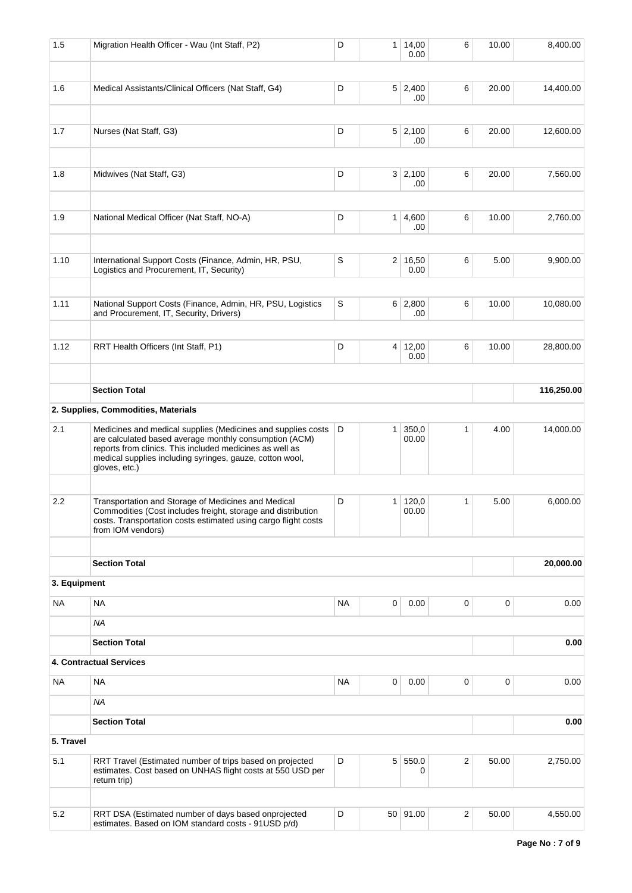| | | | | | | | |
|---|---|---|---|---|---|---|---|
| 1.5 | Migration Health Officer - Wau (Int Staff, P2) | D | 1 | 14,000.00 | 6 | 10.00 | 8,400.00 |
| | | | | | | | |
| 1.6 | Medical Assistants/Clinical Officers (Nat Staff, G4) | D | 5 | 2,400.00 | 6 | 20.00 | 14,400.00 |
| | | | | | | | |
| 1.7 | Nurses (Nat Staff, G3) | D | 5 | 2,100.00 | 6 | 20.00 | 12,600.00 |
| | | | | | | | |
| 1.8 | Midwives (Nat Staff, G3) | D | 3 | 2,100.00 | 6 | 20.00 | 7,560.00 |
| | | | | | | | |
| 1.9 | National Medical Officer (Nat Staff, NO-A) | D | 1 | 4,600.00 | 6 | 10.00 | 2,760.00 |
| | | | | | | | |
| 1.10 | International Support Costs (Finance, Admin, HR, PSU, Logistics and Procurement, IT, Security) | S | 2 | 16,500.00 | 6 | 5.00 | 9,900.00 |
| | | | | | | | |
| 1.11 | National Support Costs (Finance, Admin, HR, PSU, Logistics and Procurement, IT, Security, Drivers) | S | 6 | 2,800.00 | 6 | 10.00 | 10,080.00 |
| | | | | | | | |
| 1.12 | RRT Health Officers (Int Staff, P1) | D | 4 | 12,000.00 | 6 | 10.00 | 28,800.00 |
| | | | | | | | |
| | **Section Total** | | | | | | **116,250.00** |
| | **2. Supplies, Commodities, Materials** | | | | | | |
| 2.1 | Medicines and medical supplies (Medicines and supplies costs are calculated based average monthly consumption (ACM) reports from clinics. This included medicines as well as medical supplies including syringes, gauze, cotton wool, gloves, etc.) | D | 1 | 350,000.00 | 1 | 4.00 | 14,000.00 |
| | | | | | | | |
| 2.2 | Transportation and Storage of Medicines and Medical Commodities (Cost includes freight, storage and distribution costs. Transportation costs estimated using cargo flight costs from IOM vendors) | D | 1 | 120,000.00 | 1 | 5.00 | 6,000.00 |
| | | | | | | | |
| | **Section Total** | | | | | | **20,000.00** |
| **3. Equipment** | | | | | | | |
| NA | NA | NA | 0 | 0.00 | 0 | 0 | 0.00 |
| | *NA* | | | | | | |
| | **Section Total** | | | | | | **0.00** |
| | **4. Contractual Services** | | | | | | |
| NA | NA | NA | 0 | 0.00 | 0 | 0 | 0.00 |
| | *NA* | | | | | | |
| | **Section Total** | | | | | | **0.00** |
| **5. Travel** | | | | | | | |
| 5.1 | RRT Travel (Estimated number of trips based on projected estimates. Cost based on UNHAS flight costs at 550 USD per return trip) | D | 5 | 550.00 | 2 | 50.00 | 2,750.00 |
| | | | | | | | |
| 5.2 | RRT DSA (Estimated number of days based onprojected estimates. Based on IOM standard costs - 91USD p/d) | D | 50 | 91.00 | 2 | 50.00 | 4,550.00 |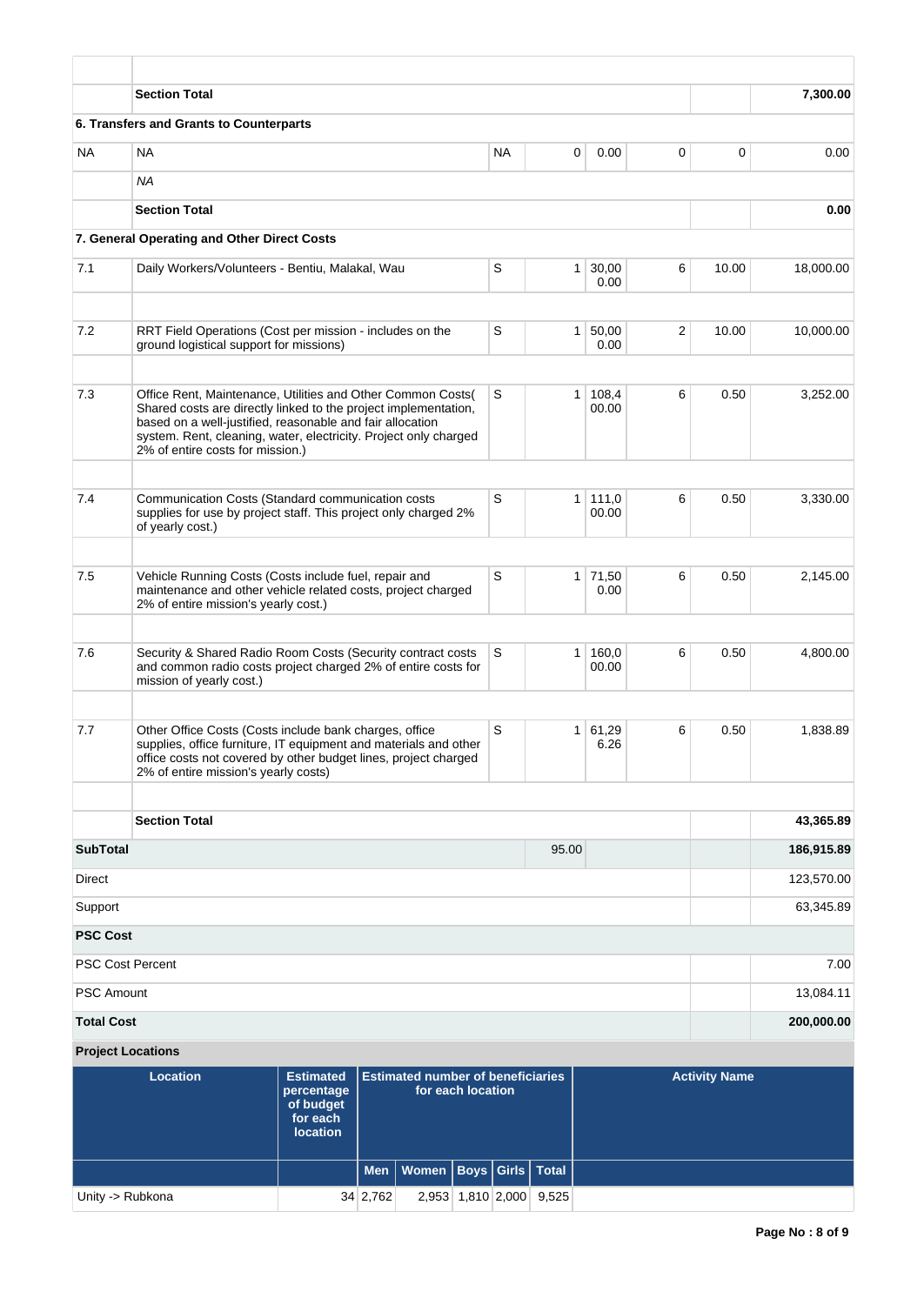| | | | | | | | |
|---|---|---|---|---|---|---|---|
| | **Section Total** | | | | | | **7,300.00** |
| **6. Transfers and Grants to Counterparts** | | | | | | | |
| NA | NA | NA | 0 | 0.00 | 0 | 0 | 0.00 |
| | *NA* | | | | | | |
| | **Section Total** | | | | | | **0.00** |
| **7. General Operating and Other Direct Costs** | | | | | | | |
| 7.1 | Daily Workers/Volunteers - Bentiu, Malakal, Wau | S | 1 | 30,000.00 | 6 | 10.00 | 18,000.00 |
| | | | | | | | |
| 7.2 | RRT Field Operations (Cost per mission - includes on the ground logistical support for missions) | S | 1 | 50,000.00 | 2 | 10.00 | 10,000.00 |
| | | | | | | | |
| 7.3 | Office Rent, Maintenance, Utilities and Other Common Costs( Shared costs are directly linked to the project implementation, based on a well-justified, reasonable and fair allocation system. Rent, cleaning, water, electricity. Project only charged 2% of entire costs for mission.) | S | 1 | 108,400.00 | 6 | 0.50 | 3,252.00 |
| | | | | | | | |
| 7.4 | Communication Costs (Standard communication costs supplies for use by project staff. This project only charged 2% of yearly cost.) | S | 1 | 111,000.00 | 6 | 0.50 | 3,330.00 |
| | | | | | | | |
| 7.5 | Vehicle Running Costs (Costs include fuel, repair and maintenance and other vehicle related costs, project charged 2% of entire mission's yearly cost.) | S | 1 | 71,500.00 | 6 | 0.50 | 2,145.00 |
| | | | | | | | |
| 7.6 | Security & Shared Radio Room Costs (Security contract costs and common radio costs project charged 2% of entire costs for mission of yearly cost.) | S | 1 | 160,000.00 | 6 | 0.50 | 4,800.00 |
| | | | | | | | |
| 7.7 | Other Office Costs (Costs include bank charges, office supplies, office furniture, IT equipment and materials and other office costs not covered by other budget lines, project charged 2% of entire mission's yearly costs) | S | 1 | 61,296.26 | 6 | 0.50 | 1,838.89 |
| | | | | | | | |
| | **Section Total** | | | | | | **43,365.89** |
| **SubTotal** | | | 95.00 | | | | **186,915.89** |
| Direct | | | | | | | 123,570.00 |
| Support | | | | | | | 63,345.89 |
| **PSC Cost** | | | | | | | |
| PSC Cost Percent | | | | | | | 7.00 |
| PSC Amount | | | | | | | 13,084.11 |
| **Total Cost** | | | | | | | **200,000.00** |

**Project Locations**

| Location | Estimated percentage of budget for each location | Estimated number of beneficiaries for each location | | | | | Activity Name |
|---|---|---|---|---|---|---|---|
| | | Men | Women | Boys | Girls | Total | |
| Unity -> Rubkona | 34 | 2,762 | 2,953 | 1,810 | 2,000 | 9,525 | |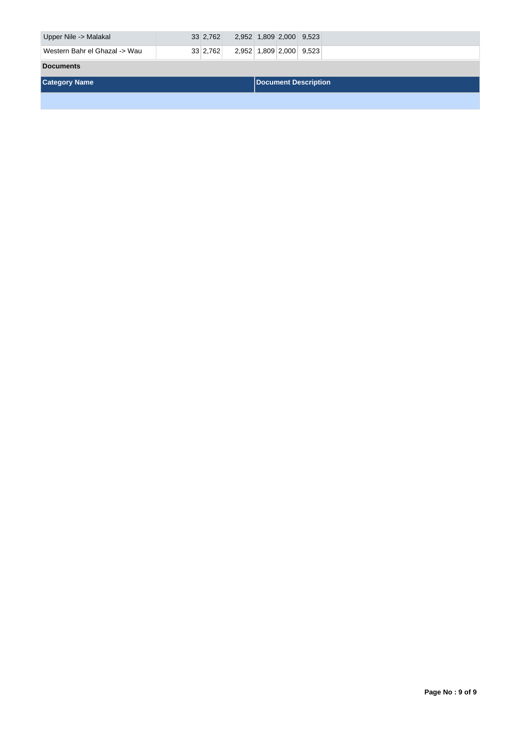| | | | | | | | |
|---|---|---|---|---|---|---|---|
| Upper Nile -> Malakal | 33 | 2,762 | 2,952 | 1,809 | 2,000 | 9,523 | |
| Western Bahr el Ghazal -> Wau | 33 | 2,762 | 2,952 | 1,809 | 2,000 | 9,523 | |

**Documents**

| Category Name | Document Description |
|---|---|
| | |